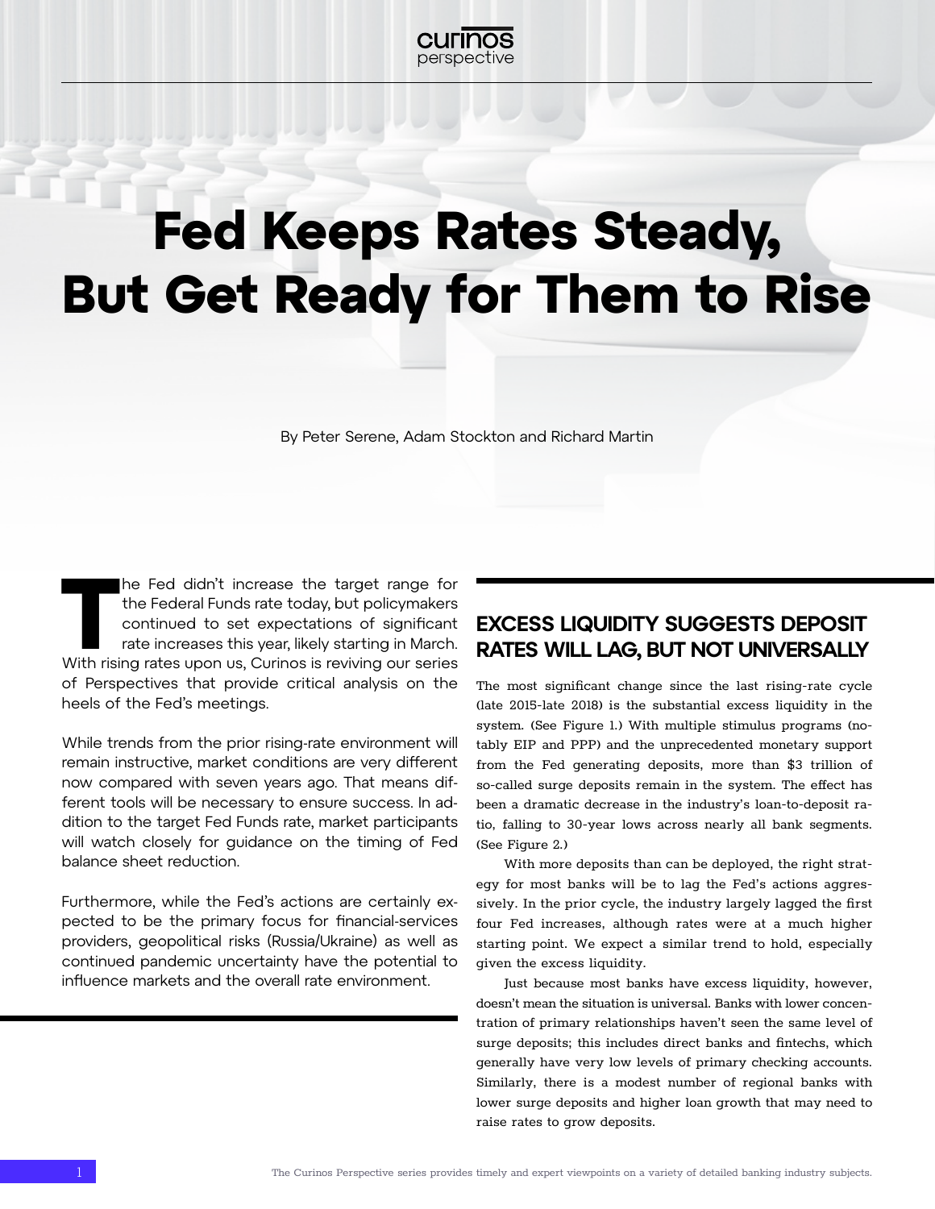curinos perspective

# Fed Keeps Rates Steady, But Get Ready for Them to Rise

By Peter Serene, Adam Stockton and Richard Martin

The Fed didn't increase the target range for the Federal Funds rate today, but policymakers continued to set expectations of significant rate increases this year, likely starting in March. With rising rates upon us, Curinos is reviving our series of Perspectives that provide critical analysis on the heels of the Fed's meetings.

While trends from the prior rising-rate environment will remain instructive, market conditions are very different now compared with seven years ago. That means different tools will be necessary to ensure success. In addition to the target Fed Funds rate, market participants will watch closely for guidance on the timing of Fed balance sheet reduction.

Furthermore, while the Fed's actions are certainly expected to be the primary focus for financial-services providers, geopolitical risks (Russia/Ukraine) as well as continued pandemic uncertainty have the potential to influence markets and the overall rate environment.

## EXCESS LIQUIDITY SUGGESTS DEPOSIT RATES WILL LAG, BUT NOT UNIVERSALLY

The most significant change since the last rising-rate cycle (late 2015-late 2018) is the substantial excess liquidity in the system. (See Figure 1.) With multiple stimulus programs (notably EIP and PPP) and the unprecedented monetary support from the Fed generating deposits, more than $3 trillion of so-called surge deposits remain in the system. The effect has been a dramatic decrease in the industry's loan-to-deposit ratio, falling to 30-year lows across nearly all bank segments. (See Figure 2.)

With more deposits than can be deployed, the right strategy for most banks will be to lag the Fed's actions aggressively. In the prior cycle, the industry largely lagged the first four Fed increases, although rates were at a much higher starting point. We expect a similar trend to hold, especially given the excess liquidity.

Just because most banks have excess liquidity, however, doesn't mean the situation is universal. Banks with lower concentration of primary relationships haven't seen the same level of surge deposits; this includes direct banks and fintechs, which generally have very low levels of primary checking accounts. Similarly, there is a modest number of regional banks with lower surge deposits and higher loan growth that may need to raise rates to grow deposits.

The Curinos Perspective series provides timely and expert viewpoints on a variety of detailed banking industry subjects.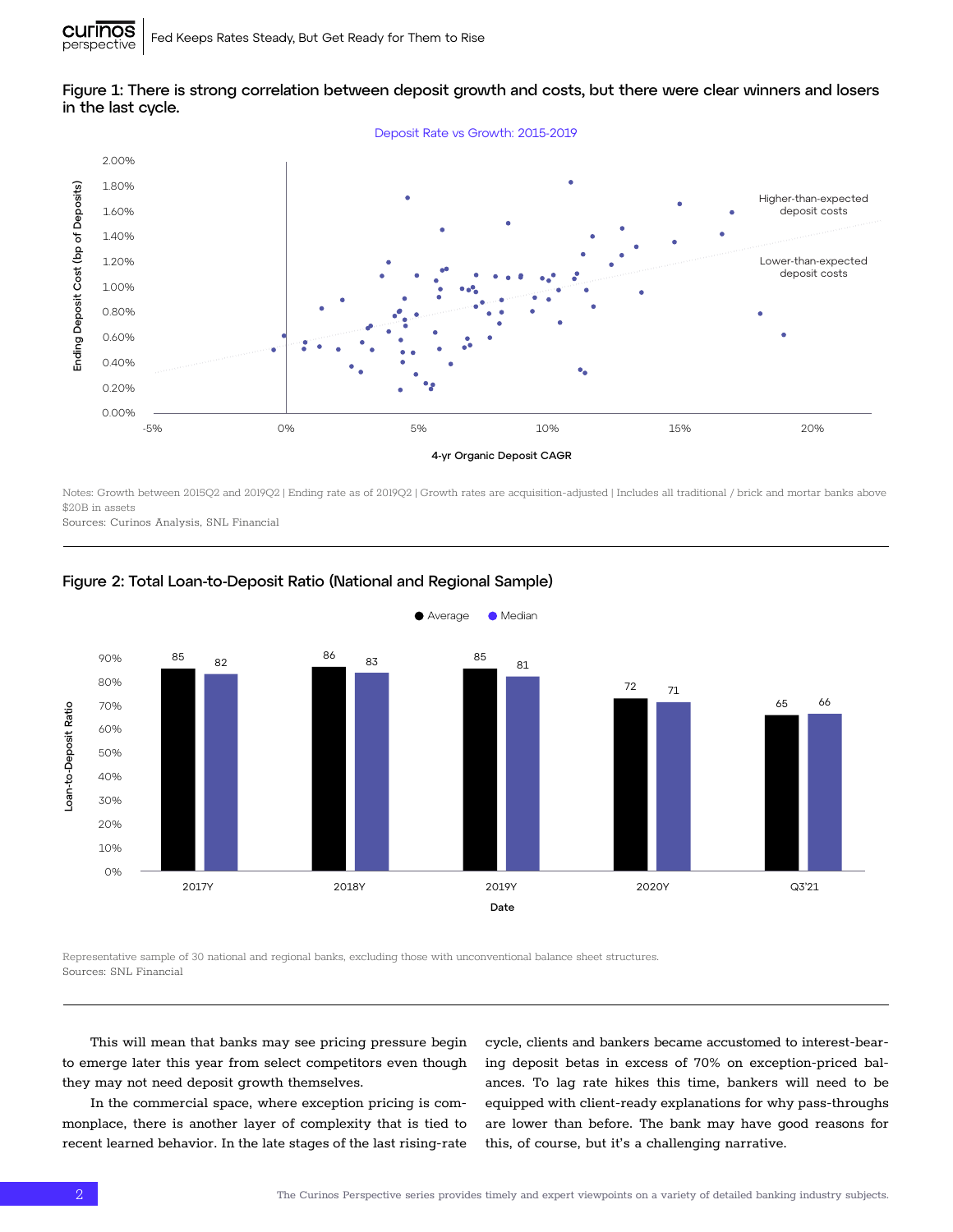## Figure 1: There is strong correlation between deposit growth and costs, but there were clear winners and losers in the last cycle.

Notes: Growth between 2015Q2 and 2019Q2 | Ending rate as of 2019Q2 | Growth rates are acquisition-adjusted | Includes all traditional / brick and mortar banks above $20B in assets
Sources: Curinos Analysis, SNL Financial

## Figure 2: Total Loan-to-Deposit Ratio (National and Regional Sample)

| Date | Average | Median |
|---|---|---|
| 2017Y | 85 | 82 |
| 2018Y | 86 | 83 |
| 2019Y | 85 | 81 |
| 2020Y | 72 | 71 |
| Q3'21 | 65 | 66 |

Representative sample of 30 national and regional banks, excluding those with unconventional balance sheet structures.
Sources: SNL Financial

This will mean that banks may see pricing pressure begin to emerge later this year from select competitors even though they may not need deposit growth themselves.

In the commercial space, where exception pricing is commonplace, there is another layer of complexity that is tied to recent learned behavior. In the late stages of the last rising-rate cycle, clients and bankers became accustomed to interest-bearing deposit betas in excess of 70% on exception-priced balances. To lag rate hikes this time, bankers will need to be equipped with client-ready explanations for why pass-throughs are lower than before. The bank may have good reasons for this, of course, but it's a challenging narrative.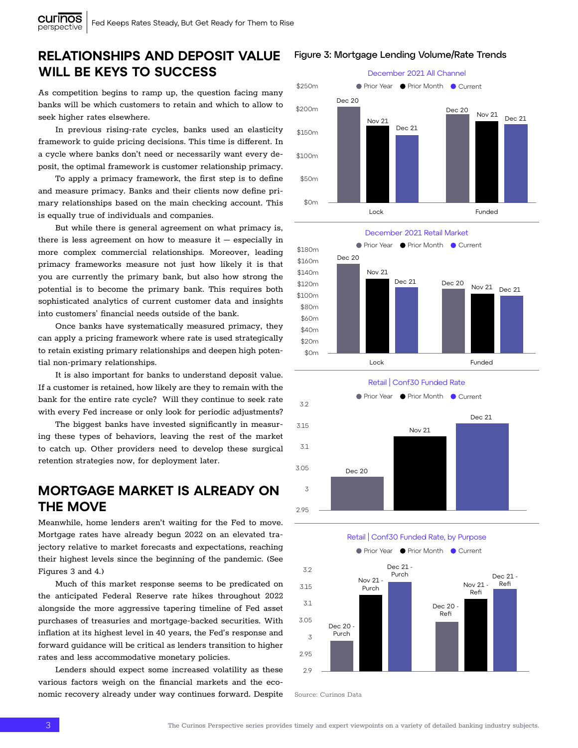## RELATIONSHIPS AND DEPOSIT VALUE WILL BE KEYS TO SUCCESS

As competition begins to ramp up, the question facing many banks will be which customers to retain and which to allow to seek higher rates elsewhere.

In previous rising-rate cycles, banks used an elasticity framework to guide pricing decisions. This time is different. In a cycle where banks don't need or necessarily want every deposit, the optimal framework is customer relationship primacy.

To apply a primacy framework, the first step is to define and measure primacy. Banks and their clients now define primary relationships based on the main checking account. This is equally true of individuals and companies.

But while there is general agreement on what primacy is, there is less agreement on how to measure it — especially in more complex commercial relationships. Moreover, leading primacy frameworks measure not just how likely it is that you are currently the primary bank, but also how strong the potential is to become the primary bank. This requires both sophisticated analytics of current customer data and insights into customers' financial needs outside of the bank.

Once banks have systematically measured primacy, they can apply a pricing framework where rate is used strategically to retain existing primary relationships and deepen high potential non-primary relationships.

It is also important for banks to understand deposit value. If a customer is retained, how likely are they to remain with the bank for the entire rate cycle? Will they continue to seek rate with every Fed increase or only look for periodic adjustments?

The biggest banks have invested significantly in measuring these types of behaviors, leaving the rest of the market to catch up. Other providers need to develop these surgical retention strategies now, for deployment later.

## MORTGAGE MARKET IS ALREADY ON THE MOVE

Meanwhile, home lenders aren't waiting for the Fed to move. Mortgage rates have already begun 2022 on an elevated trajectory relative to market forecasts and expectations, reaching their highest levels since the beginning of the pandemic. (See Figures 3 and 4.)

Much of this market response seems to be predicated on the anticipated Federal Reserve rate hikes throughout 2022 alongside the more aggressive tapering timeline of Fed asset purchases of treasuries and mortgage-backed securities. With inflation at its highest level in 40 years, the Fed's response and forward guidance will be critical as lenders transition to higher rates and less accommodative monetary policies.

Lenders should expect some increased volatility as these various factors weigh on the financial markets and the economic recovery already under way continues forward. Despite

**Figure 3: Mortgage Lending Volume/Rate Trends**

December 2021 All Channel (Prior Year / Prior Month / Current) — Lock: Dec 20, Nov 21, Dec 21; Funded: Dec 20, Nov 21, Dec 21

December 2021 Retail Market (Prior Year / Prior Month / Current) — Lock: Dec 20, Nov 21, Dec 21; Funded: Dec 20, Nov 21, Dec 21

Retail | Conf30 Funded Rate (Prior Year / Prior Month / Current) — Dec 20, Nov 21, Dec 21

Retail | Conf30 Funded Rate, by Purpose (Prior Year / Prior Month / Current) — Dec 20 - Purch, Nov 21 - Purch, Dec 21 - Purch, Dec 20 - Refi, Nov 21 - Refi, Dec 21 - Refi

Source: Curinos Data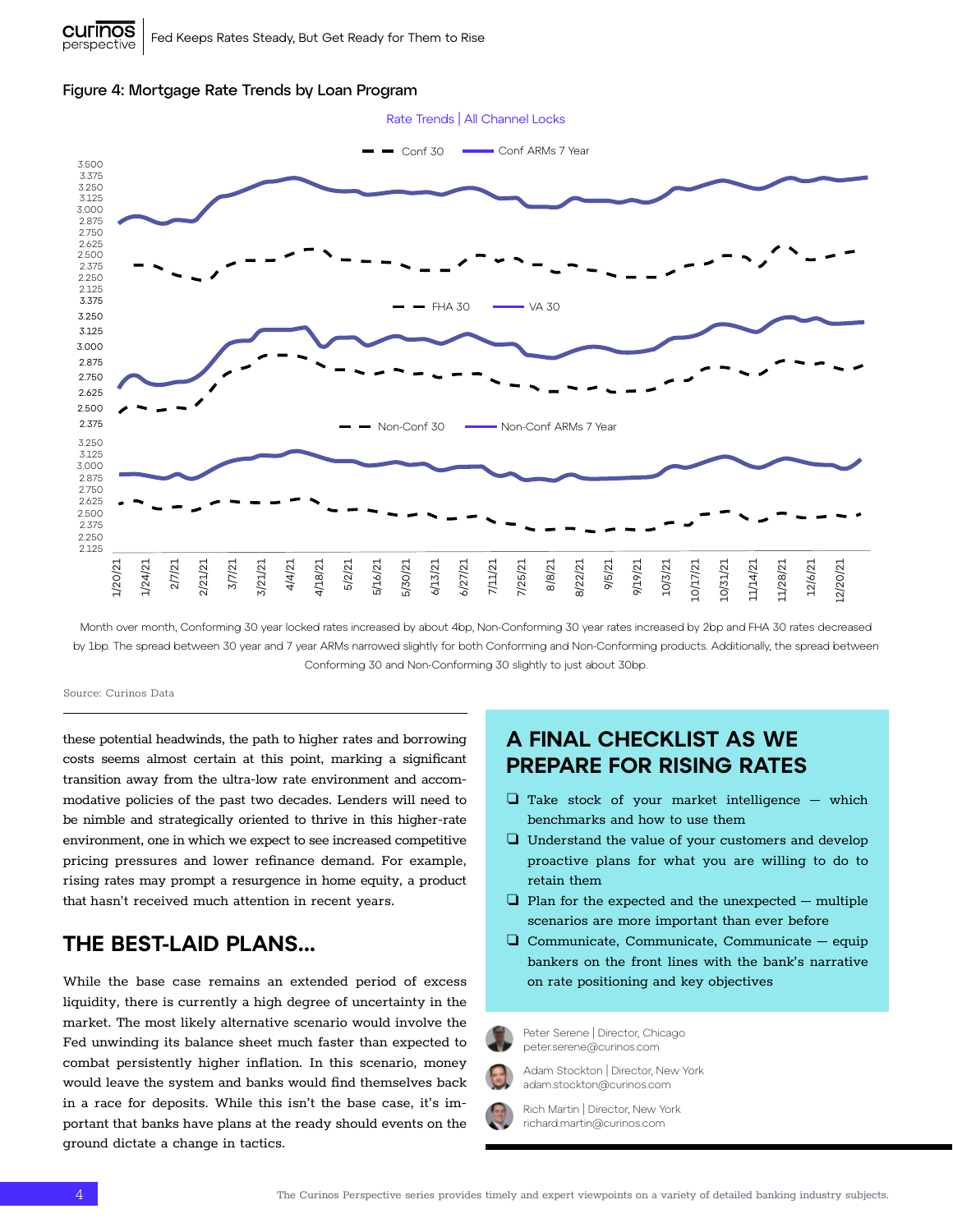**Figure 4: Mortgage Rate Trends by Loan Program**

Rate Trends | All Channel Locks

Conf 30  Conf ARMs 7 Year

3.500
3.375
3.250
3.125
3.000
2.875
2.750
2.625
2.500
2.375
2.250
2.125

FHA 30  VA 30

3.375
3.250
3.125
3.000
2.875
2.750
2.625
2.500
2.375

Non-Conf 30  Non-Conf ARMs 7 Year

3.250
3.125
3.000
2.875
2.750
2.625
2.500
2.375
2.250
2.125

1/20/21 1/24/21 2/7/21 2/21/21 3/7/21 3/21/21 4/4/21 4/18/21 5/2/21 5/16/21 5/30/21 6/13/21 6/27/21 7/11/21 7/25/21 8/8/21 8/22/21 9/5/21 9/19/21 10/3/21 10/17/21 10/31/21 11/14/21 11/28/21 12/6/21 12/20/21

Month over month, Conforming 30 year locked rates increased by about 4bp, Non-Conforming 30 year rates increased by 2bp and FHA 30 rates decreased by 1bp. The spread between 30 year and 7 year ARMs narrowed slightly for both Conforming and Non-Conforming products. Additionally, the spread between Conforming 30 and Non-Conforming 30 slightly to just about 30bp.

Source: Curinos Data

these potential headwinds, the path to higher rates and borrowing costs seems almost certain at this point, marking a significant transition away from the ultra-low rate environment and accommodative policies of the past two decades. Lenders will need to be nimble and strategically oriented to thrive in this higher-rate environment, one in which we expect to see increased competitive pricing pressures and lower refinance demand. For example, rising rates may prompt a resurgence in home equity, a product that hasn't received much attention in recent years.

## THE BEST-LAID PLANS...

While the base case remains an extended period of excess liquidity, there is currently a high degree of uncertainty in the market. The most likely alternative scenario would involve the Fed unwinding its balance sheet much faster than expected to combat persistently higher inflation. In this scenario, money would leave the system and banks would find themselves back in a race for deposits. While this isn't the base case, it's important that banks have plans at the ready should events on the ground dictate a change in tactics.

## A FINAL CHECKLIST AS WE PREPARE FOR RISING RATES

- [ ] Take stock of your market intelligence — which benchmarks and how to use them
- [ ] Understand the value of your customers and develop proactive plans for what you are willing to do to retain them
- [ ] Plan for the expected and the unexpected — multiple scenarios are more important than ever before
- [ ] Communicate, Communicate, Communicate — equip bankers on the front lines with the bank's narrative on rate positioning and key objectives

Peter Serene | Director, Chicago
peter.serene@curinos.com

Adam Stockton | Director, New York
adam.stockton@curinos.com

Rich Martin | Director, New York
richard.martin@curinos.com

The Curinos Perspective series provides timely and expert viewpoints on a variety of detailed banking industry subjects.